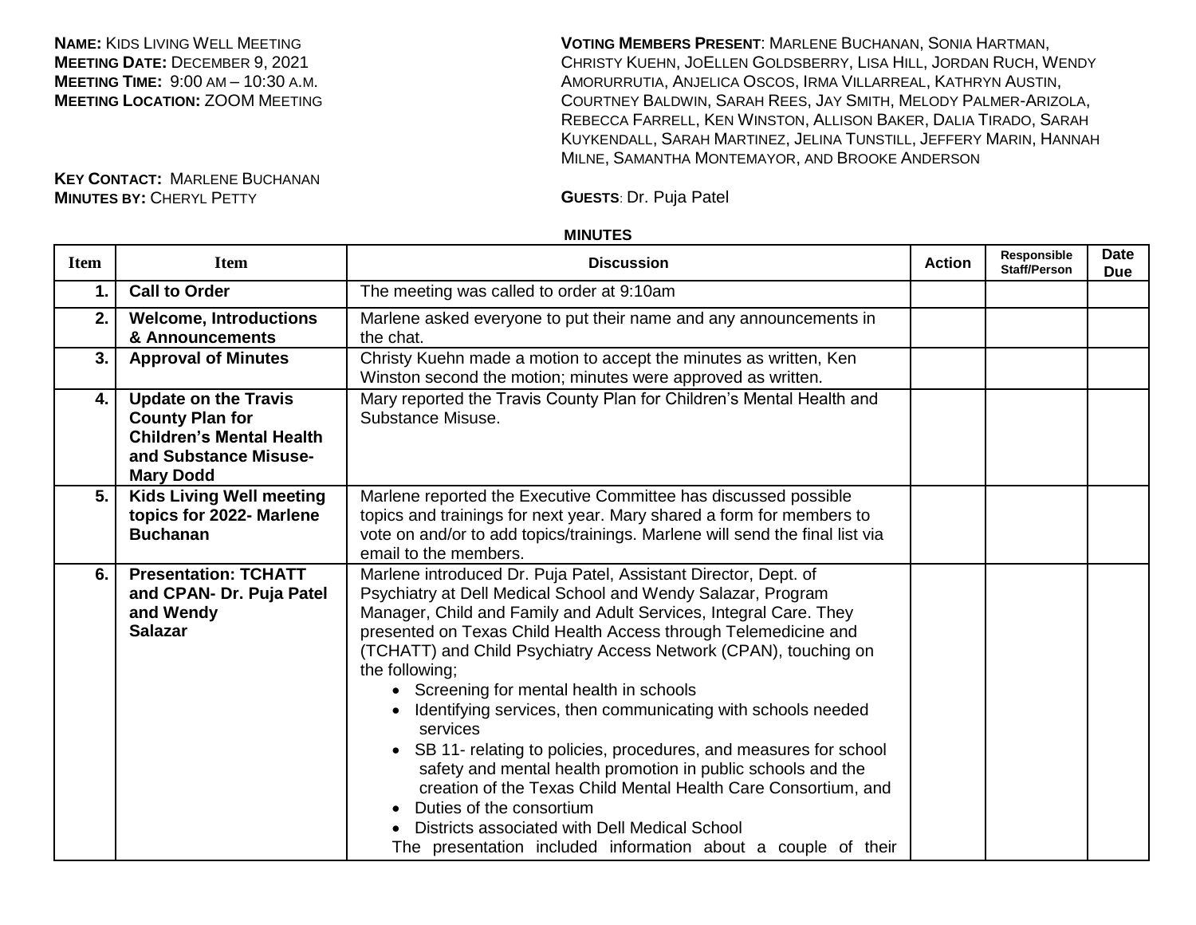**Name:** Kids Living Well Meeting
**Meeting Date:** December 9, 2021
**Meeting Time:** 9:00 am – 10:30 a.m.
**Meeting Location:** ZOOM Meeting

**Key Contact:** Marlene Buchanan
**Minutes by:** Cheryl Petty

**Voting Members Present**: Marlene Buchanan, Sonia Hartman, Christy Kuehn, JoEllen Goldsberry, Lisa Hill, Jordan Ruch, Wendy Amorurrutia, Anjelica Oscos, Irma Villarreal, Kathryn Austin, Courtney Baldwin, Sarah Rees, Jay Smith, Melody Palmer-Arizola, Rebecca Farrell, Ken Winston, Allison Baker, Dalia Tirado, Sarah Kuykendall, Sarah Martinez, Jelina Tunstill, Jeffery Marin, Hannah Milne, Samantha Montemayor, and Brooke Anderson

**Guests**: Dr. Puja Patel

## MINUTES

| Item | Item | Discussion | Action | Responsible Staff/Person | Date Due |
|---|---|---|---|---|---|
| 1. | **Call to Order** | The meeting was called to order at 9:10am | | | |
| 2. | **Welcome, Introductions & Announcements** | Marlene asked everyone to put their name and any announcements in the chat. | | | |
| 3. | **Approval of Minutes** | Christy Kuehn made a motion to accept the minutes as written, Ken Winston second the motion; minutes were approved as written. | | | |
| 4. | **Update on the Travis County Plan for Children's Mental Health and Substance Misuse- Mary Dodd** | Mary reported the Travis County Plan for Children's Mental Health and Substance Misuse. | | | |
| 5. | **Kids Living Well meeting topics for 2022- Marlene Buchanan** | Marlene reported the Executive Committee has discussed possible topics and trainings for next year. Mary shared a form for members to vote on and/or to add topics/trainings. Marlene will send the final list via email to the members. | | | |
| 6. | **Presentation: TCHATT and CPAN- Dr. Puja Patel and Wendy Salazar** | Marlene introduced Dr. Puja Patel, Assistant Director, Dept. of Psychiatry at Dell Medical School and Wendy Salazar, Program Manager, Child and Family and Adult Services, Integral Care. They presented on Texas Child Health Access through Telemedicine and (TCHATT) and Child Psychiatry Access Network (CPAN), touching on the following;<br>• Screening for mental health in schools<br>• Identifying services, then communicating with schools needed services<br>• SB 11- relating to policies, procedures, and measures for school safety and mental health promotion in public schools and the creation of the Texas Child Mental Health Care Consortium, and<br>• Duties of the consortium<br>• Districts associated with Dell Medical School<br>The presentation included information about a couple of their | | | |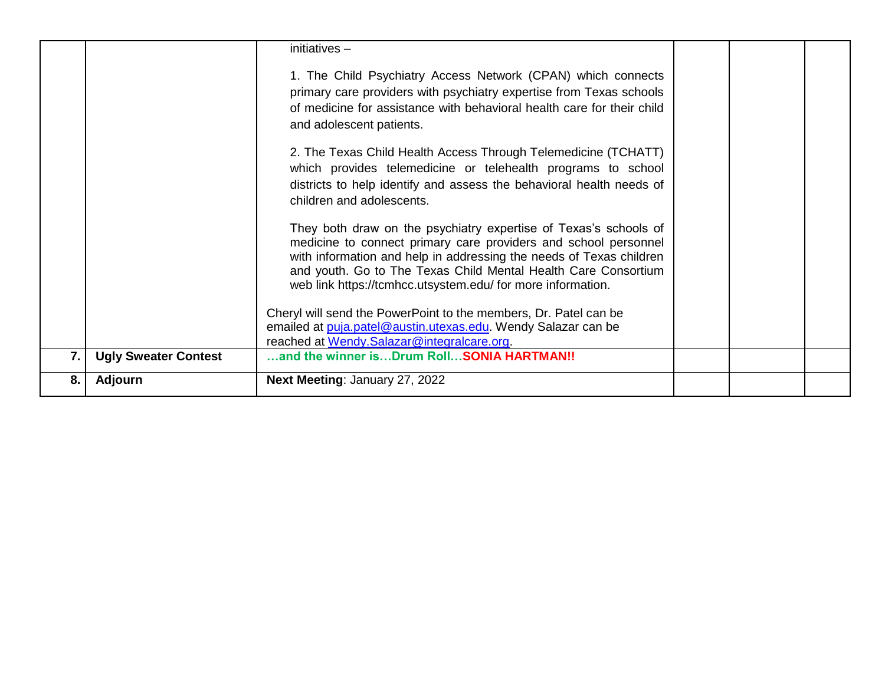| | | | | | |
|---|---|---|---|---|---|
| | | initiatives – <br><br>1. The Child Psychiatry Access Network (CPAN) which connects primary care providers with psychiatry expertise from Texas schools of medicine for assistance with behavioral health care for their child and adolescent patients.<br><br>2. The Texas Child Health Access Through Telemedicine (TCHATT) which provides telemedicine or telehealth programs to school districts to help identify and assess the behavioral health needs of children and adolescents.<br><br>They both draw on the psychiatry expertise of Texas's schools of medicine to connect primary care providers and school personnel with information and help in addressing the needs of Texas children and youth. Go to The Texas Child Mental Health Care Consortium web link https://tcmhcc.utsystem.edu/ for more information.<br><br>Cheryl will send the PowerPoint to the members, Dr. Patel can be emailed at puja.patel@austin.utexas.edu. Wendy Salazar can be reached at Wendy.Salazar@integralcare.org. | | | |
| **7.** | **Ugly Sweater Contest** | **…and the winner is…Drum Roll…SONIA HARTMAN!!** | | | |
| **8.** | **Adjourn** | **Next Meeting**: January 27, 2022 | | | |